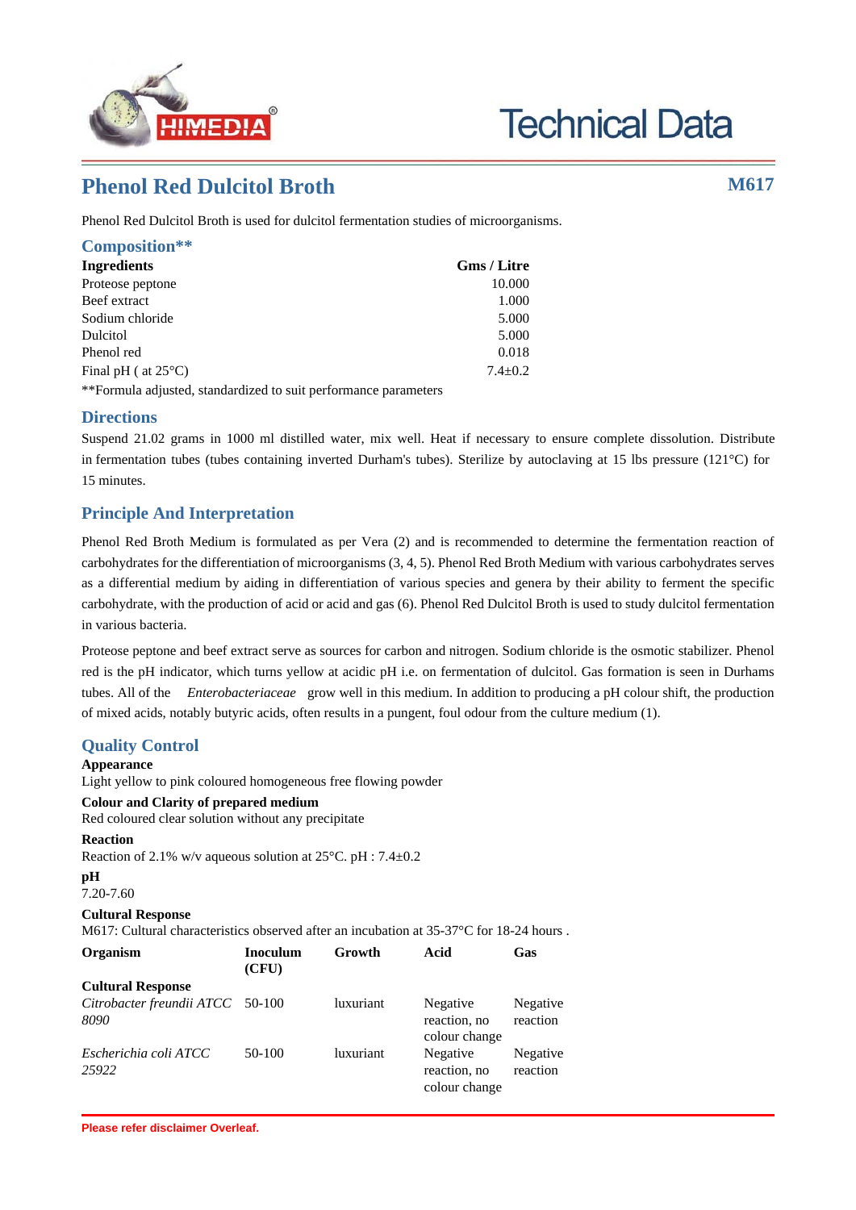Technical Data

# Phenol Red Dulcitol Broth

**M617**

Phenol Red Dulcitol Broth is used for dulcitol fermentation studies of microorganisms.

## Composition**

| Ingredients | Gms / Litre |
|---|---|
| Proteose peptone | 10.000 |
| Beef extract | 1.000 |
| Sodium chloride | 5.000 |
| Dulcitol | 5.000 |
| Phenol red | 0.018 |
| Final pH ( at 25°C) | 7.4±0.2 |

**Formula adjusted, standardized to suit performance parameters

## Directions

Suspend 21.02 grams in 1000 ml distilled water, mix well. Heat if necessary to ensure complete dissolution. Distribute in fermentation tubes (tubes containing inverted Durham's tubes). Sterilize by autoclaving at 15 lbs pressure (121°C) for 15 minutes.

## Principle And Interpretation

Phenol Red Broth Medium is formulated as per Vera (2) and is recommended to determine the fermentation reaction of carbohydrates for the differentiation of microorganisms (3, 4, 5). Phenol Red Broth Medium with various carbohydrates serves as a differential medium by aiding in differentiation of various species and genera by their ability to ferment the specific carbohydrate, with the production of acid or acid and gas (6). Phenol Red Dulcitol Broth is used to study dulcitol fermentation in various bacteria.

Proteose peptone and beef extract serve as sources for carbon and nitrogen. Sodium chloride is the osmotic stabilizer. Phenol red is the pH indicator, which turns yellow at acidic pH i.e. on fermentation of dulcitol. Gas formation is seen in Durhams tubes. All of the *Enterobacteriaceae* grow well in this medium. In addition to producing a pH colour shift, the production of mixed acids, notably butyric acids, often results in a pungent, foul odour from the culture medium (1).

## Quality Control

**Appearance**
Light yellow to pink coloured homogeneous free flowing powder

**Colour and Clarity of prepared medium**
Red coloured clear solution without any precipitate

**Reaction**
Reaction of 2.1% w/v aqueous solution at 25°C. pH : 7.4±0.2

**pH**
7.20-7.60

**Cultural Response**
M617: Cultural characteristics observed after an incubation at 35-37°C for 18-24 hours .

| Organism | Inoculum (CFU) | Growth | Acid | Gas |
|---|---|---|---|---|
| **Cultural Response** | | | | |
| *Citrobacter freundii ATCC 8090* | 50-100 | luxuriant | Negative reaction, no colour change | Negative reaction |
| *Escherichia coli ATCC 25922* | 50-100 | luxuriant | Negative reaction, no colour change | Negative reaction |

Please refer disclaimer Overleaf.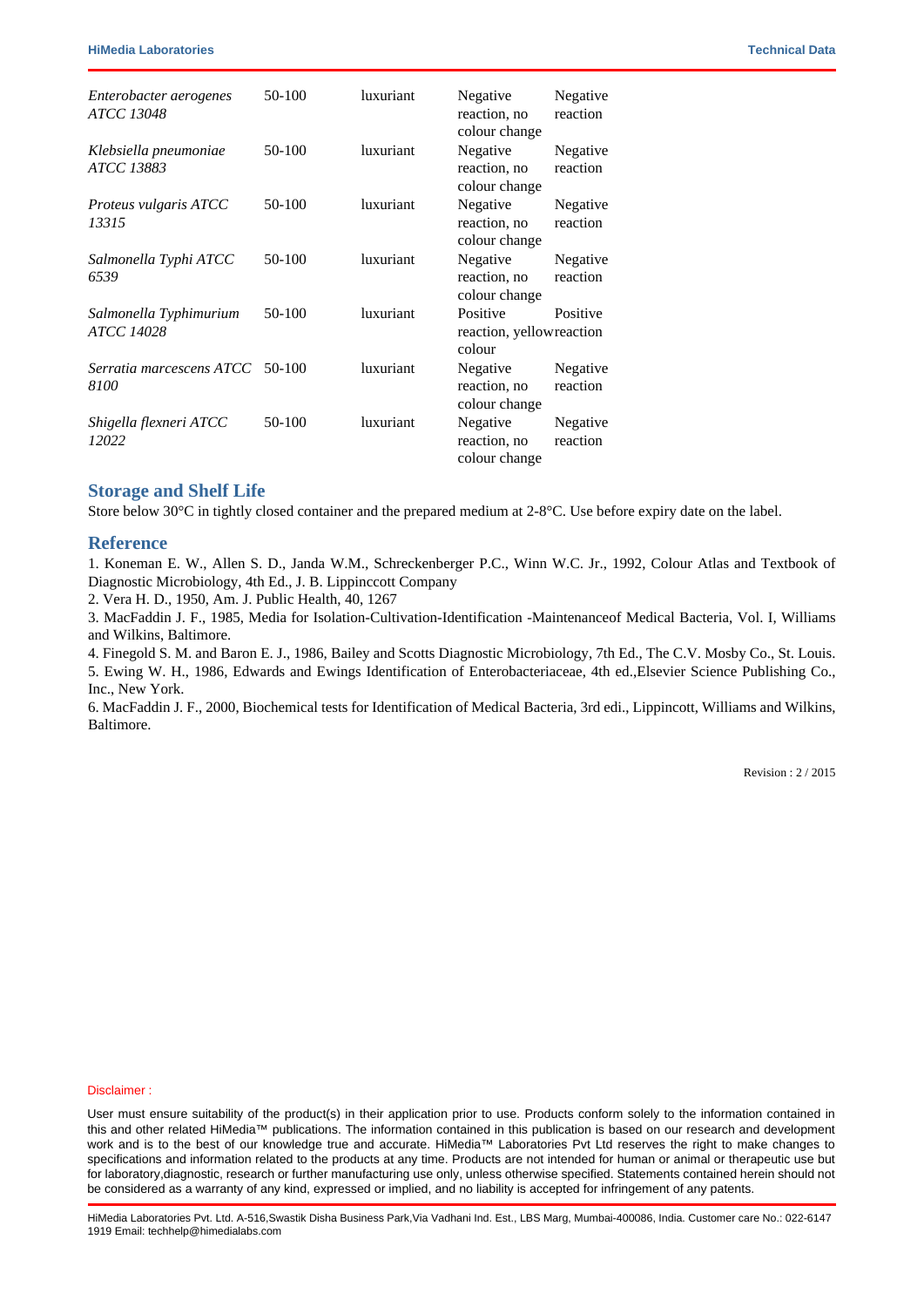| | | | | |
|---|---|---|---|---|
| *Enterobacter aerogenes ATCC 13048* | 50-100 | luxuriant | Negative reaction, no colour change | Negative reaction |
| *Klebsiella pneumoniae ATCC 13883* | 50-100 | luxuriant | Negative reaction, no colour change | Negative reaction |
| *Proteus vulgaris ATCC 13315* | 50-100 | luxuriant | Negative reaction, no colour change | Negative reaction |
| *Salmonella Typhi ATCC 6539* | 50-100 | luxuriant | Negative reaction, no colour change | Negative reaction |
| *Salmonella Typhimurium ATCC 14028* | 50-100 | luxuriant | Positive reaction, yellow colour | Positive reaction |
| *Serratia marcescens ATCC 8100* | 50-100 | luxuriant | Negative reaction, no colour change | Negative reaction |
| *Shigella flexneri ATCC 12022* | 50-100 | luxuriant | Negative reaction, no colour change | Negative reaction |

## Storage and Shelf Life

Store below 30°C in tightly closed container and the prepared medium at 2-8°C. Use before expiry date on the label.

## Reference

1. Koneman E. W., Allen S. D., Janda W.M., Schreckenberger P.C., Winn W.C. Jr., 1992, Colour Atlas and Textbook of Diagnostic Microbiology, 4th Ed., J. B. Lippinccott Company
2. Vera H. D., 1950, Am. J. Public Health, 40, 1267
3. MacFaddin J. F., 1985, Media for Isolation-Cultivation-Identification -Maintenanceof Medical Bacteria, Vol. I, Williams and Wilkins, Baltimore.
4. Finegold S. M. and Baron E. J., 1986, Bailey and Scotts Diagnostic Microbiology, 7th Ed., The C.V. Mosby Co., St. Louis.
5. Ewing W. H., 1986, Edwards and Ewings Identification of Enterobacteriaceae, 4th ed.,Elsevier Science Publishing Co., Inc., New York.
6. MacFaddin J. F., 2000, Biochemical tests for Identification of Medical Bacteria, 3rd edi., Lippincott, Williams and Wilkins, Baltimore.

Revision : 2 / 2015

Disclaimer :

User must ensure suitability of the product(s) in their application prior to use. Products conform solely to the information contained in this and other related HiMedia™ publications. The information contained in this publication is based on our research and development work and is to the best of our knowledge true and accurate. HiMedia™ Laboratories Pvt Ltd reserves the right to make changes to specifications and information related to the products at any time. Products are not intended for human or animal or therapeutic use but for laboratory,diagnostic, research or further manufacturing use only, unless otherwise specified. Statements contained herein should not be considered as a warranty of any kind, expressed or implied, and no liability is accepted for infringement of any patents.

HiMedia Laboratories Pvt. Ltd. A-516,Swastik Disha Business Park,Via Vadhani Ind. Est., LBS Marg, Mumbai-400086, India. Customer care No.: 022-6147 1919 Email: techhelp@himedialabs.com